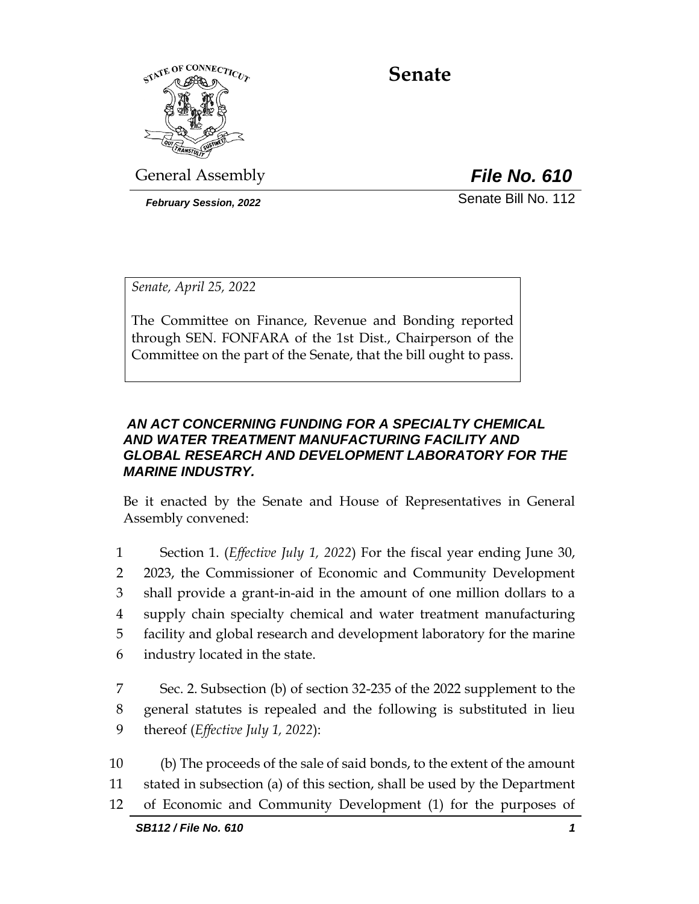# Senate

General Assembly

***File No. 610***

***February Session, 2022***

Senate Bill No. 112

*Senate, April 25, 2022*

The Committee on Finance, Revenue and Bonding reported through SEN. FONFARA of the 1st Dist., Chairperson of the Committee on the part of the Senate, that the bill ought to pass.

***AN ACT CONCERNING FUNDING FOR A SPECIALTY CHEMICAL AND WATER TREATMENT MANUFACTURING FACILITY AND GLOBAL RESEARCH AND DEVELOPMENT LABORATORY FOR THE MARINE INDUSTRY.***

Be it enacted by the Senate and House of Representatives in General Assembly convened:

1 Section 1. (*Effective July 1, 2022*) For the fiscal year ending June 30,
2 2023, the Commissioner of Economic and Community Development
3 shall provide a grant-in-aid in the amount of one million dollars to a
4 supply chain specialty chemical and water treatment manufacturing
5 facility and global research and development laboratory for the marine
6 industry located in the state.

7 Sec. 2. Subsection (b) of section 32-235 of the 2022 supplement to the
8 general statutes is repealed and the following is substituted in lieu
9 thereof (*Effective July 1, 2022*):

10 (b) The proceeds of the sale of said bonds, to the extent of the amount
11 stated in subsection (a) of this section, shall be used by the Department
12 of Economic and Community Development (1) for the purposes of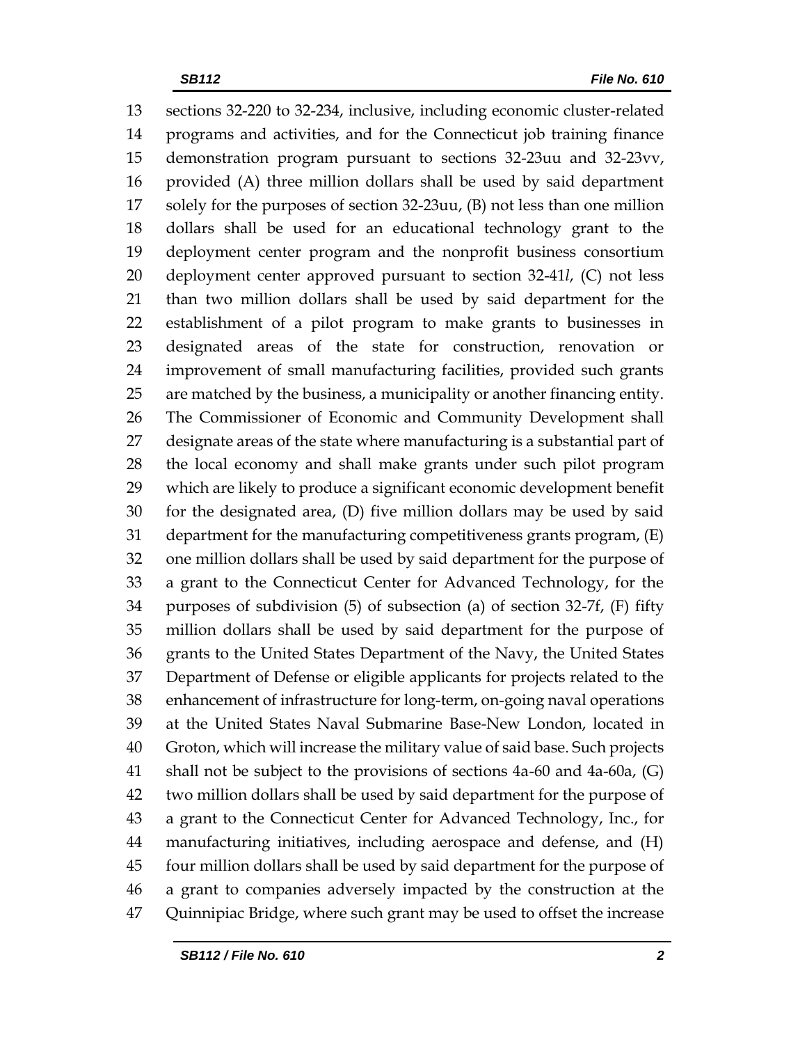sections 32-220 to 32-234, inclusive, including economic cluster-related programs and activities, and for the Connecticut job training finance demonstration program pursuant to sections 32-23uu and 32-23vv, provided (A) three million dollars shall be used by said department solely for the purposes of section 32-23uu, (B) not less than one million dollars shall be used for an educational technology grant to the deployment center program and the nonprofit business consortium deployment center approved pursuant to section 32-41*l*, (C) not less than two million dollars shall be used by said department for the establishment of a pilot program to make grants to businesses in designated areas of the state for construction, renovation or improvement of small manufacturing facilities, provided such grants are matched by the business, a municipality or another financing entity. The Commissioner of Economic and Community Development shall designate areas of the state where manufacturing is a substantial part of the local economy and shall make grants under such pilot program which are likely to produce a significant economic development benefit for the designated area, (D) five million dollars may be used by said department for the manufacturing competitiveness grants program, (E) one million dollars shall be used by said department for the purpose of a grant to the Connecticut Center for Advanced Technology, for the purposes of subdivision (5) of subsection (a) of section 32-7f, (F) fifty million dollars shall be used by said department for the purpose of grants to the United States Department of the Navy, the United States Department of Defense or eligible applicants for projects related to the enhancement of infrastructure for long-term, on-going naval operations at the United States Naval Submarine Base-New London, located in Groton, which will increase the military value of said base. Such projects shall not be subject to the provisions of sections 4a-60 and 4a-60a, (G) two million dollars shall be used by said department for the purpose of a grant to the Connecticut Center for Advanced Technology, Inc., for manufacturing initiatives, including aerospace and defense, and (H) four million dollars shall be used by said department for the purpose of a grant to companies adversely impacted by the construction at the Quinnipiac Bridge, where such grant may be used to offset the increase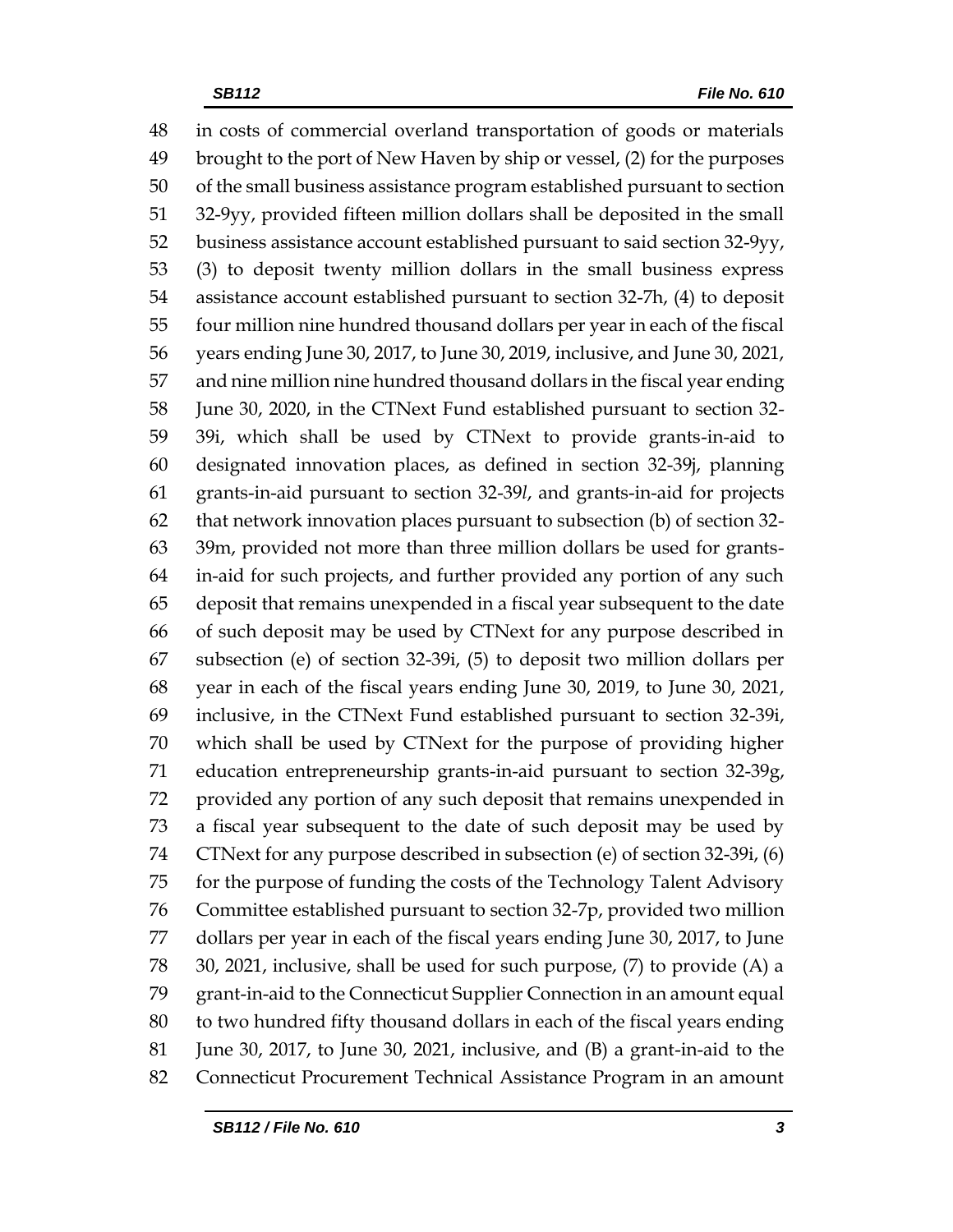in costs of commercial overland transportation of goods or materials brought to the port of New Haven by ship or vessel, (2) for the purposes of the small business assistance program established pursuant to section 32-9yy, provided fifteen million dollars shall be deposited in the small business assistance account established pursuant to said section 32-9yy, (3) to deposit twenty million dollars in the small business express assistance account established pursuant to section 32-7h, (4) to deposit four million nine hundred thousand dollars per year in each of the fiscal years ending June 30, 2017, to June 30, 2019, inclusive, and June 30, 2021, and nine million nine hundred thousand dollars in the fiscal year ending June 30, 2020, in the CTNext Fund established pursuant to section 32-39i, which shall be used by CTNext to provide grants-in-aid to designated innovation places, as defined in section 32-39j, planning grants-in-aid pursuant to section 32-39*l*, and grants-in-aid for projects that network innovation places pursuant to subsection (b) of section 32-39m, provided not more than three million dollars be used for grants-in-aid for such projects, and further provided any portion of any such deposit that remains unexpended in a fiscal year subsequent to the date of such deposit may be used by CTNext for any purpose described in subsection (e) of section 32-39i, (5) to deposit two million dollars per year in each of the fiscal years ending June 30, 2019, to June 30, 2021, inclusive, in the CTNext Fund established pursuant to section 32-39i, which shall be used by CTNext for the purpose of providing higher education entrepreneurship grants-in-aid pursuant to section 32-39g, provided any portion of any such deposit that remains unexpended in a fiscal year subsequent to the date of such deposit may be used by CTNext for any purpose described in subsection (e) of section 32-39i, (6) for the purpose of funding the costs of the Technology Talent Advisory Committee established pursuant to section 32-7p, provided two million dollars per year in each of the fiscal years ending June 30, 2017, to June 30, 2021, inclusive, shall be used for such purpose, (7) to provide (A) a grant-in-aid to the Connecticut Supplier Connection in an amount equal to two hundred fifty thousand dollars in each of the fiscal years ending June 30, 2017, to June 30, 2021, inclusive, and (B) a grant-in-aid to the Connecticut Procurement Technical Assistance Program in an amount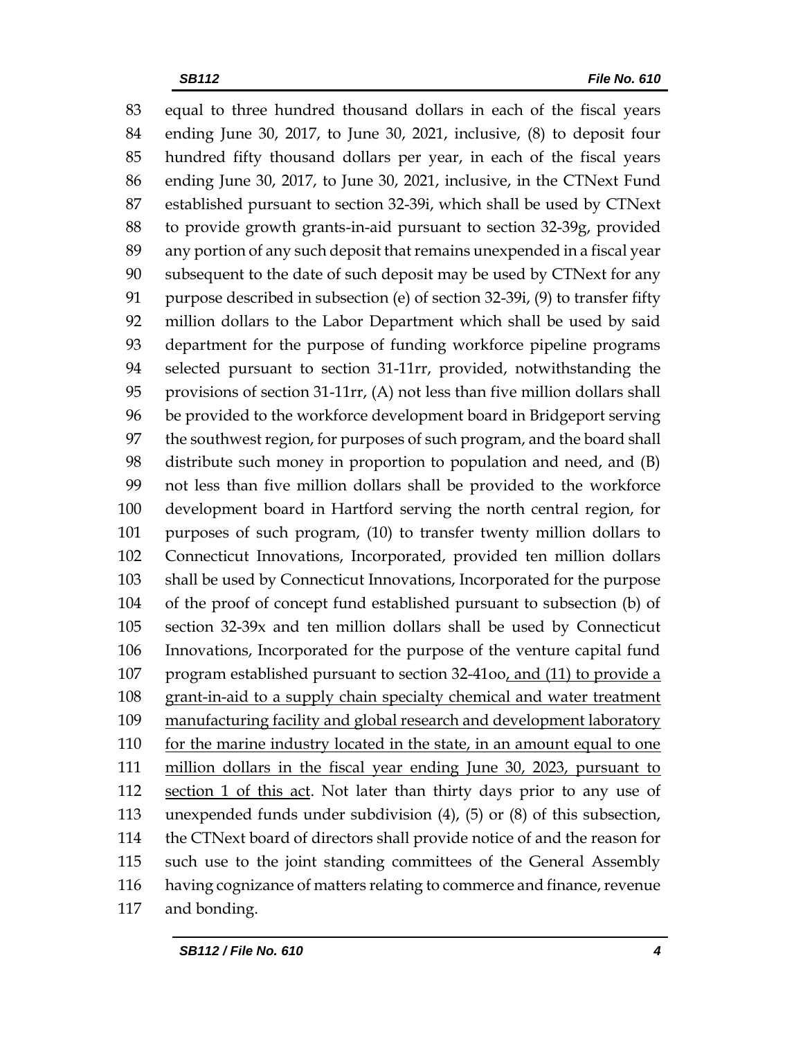equal to three hundred thousand dollars in each of the fiscal years ending June 30, 2017, to June 30, 2021, inclusive, (8) to deposit four hundred fifty thousand dollars per year, in each of the fiscal years ending June 30, 2017, to June 30, 2021, inclusive, in the CTNext Fund established pursuant to section 32-39i, which shall be used by CTNext to provide growth grants-in-aid pursuant to section 32-39g, provided any portion of any such deposit that remains unexpended in a fiscal year subsequent to the date of such deposit may be used by CTNext for any purpose described in subsection (e) of section 32-39i, (9) to transfer fifty million dollars to the Labor Department which shall be used by said department for the purpose of funding workforce pipeline programs selected pursuant to section 31-11rr, provided, notwithstanding the provisions of section 31-11rr, (A) not less than five million dollars shall be provided to the workforce development board in Bridgeport serving the southwest region, for purposes of such program, and the board shall distribute such money in proportion to population and need, and (B) not less than five million dollars shall be provided to the workforce development board in Hartford serving the north central region, for purposes of such program, (10) to transfer twenty million dollars to Connecticut Innovations, Incorporated, provided ten million dollars shall be used by Connecticut Innovations, Incorporated for the purpose of the proof of concept fund established pursuant to subsection (b) of section 32-39x and ten million dollars shall be used by Connecticut Innovations, Incorporated for the purpose of the venture capital fund program established pursuant to section 32-41oo, and (11) to provide a grant-in-aid to a supply chain specialty chemical and water treatment manufacturing facility and global research and development laboratory for the marine industry located in the state, in an amount equal to one million dollars in the fiscal year ending June 30, 2023, pursuant to section 1 of this act. Not later than thirty days prior to any use of unexpended funds under subdivision (4), (5) or (8) of this subsection, the CTNext board of directors shall provide notice of and the reason for such use to the joint standing committees of the General Assembly having cognizance of matters relating to commerce and finance, revenue and bonding.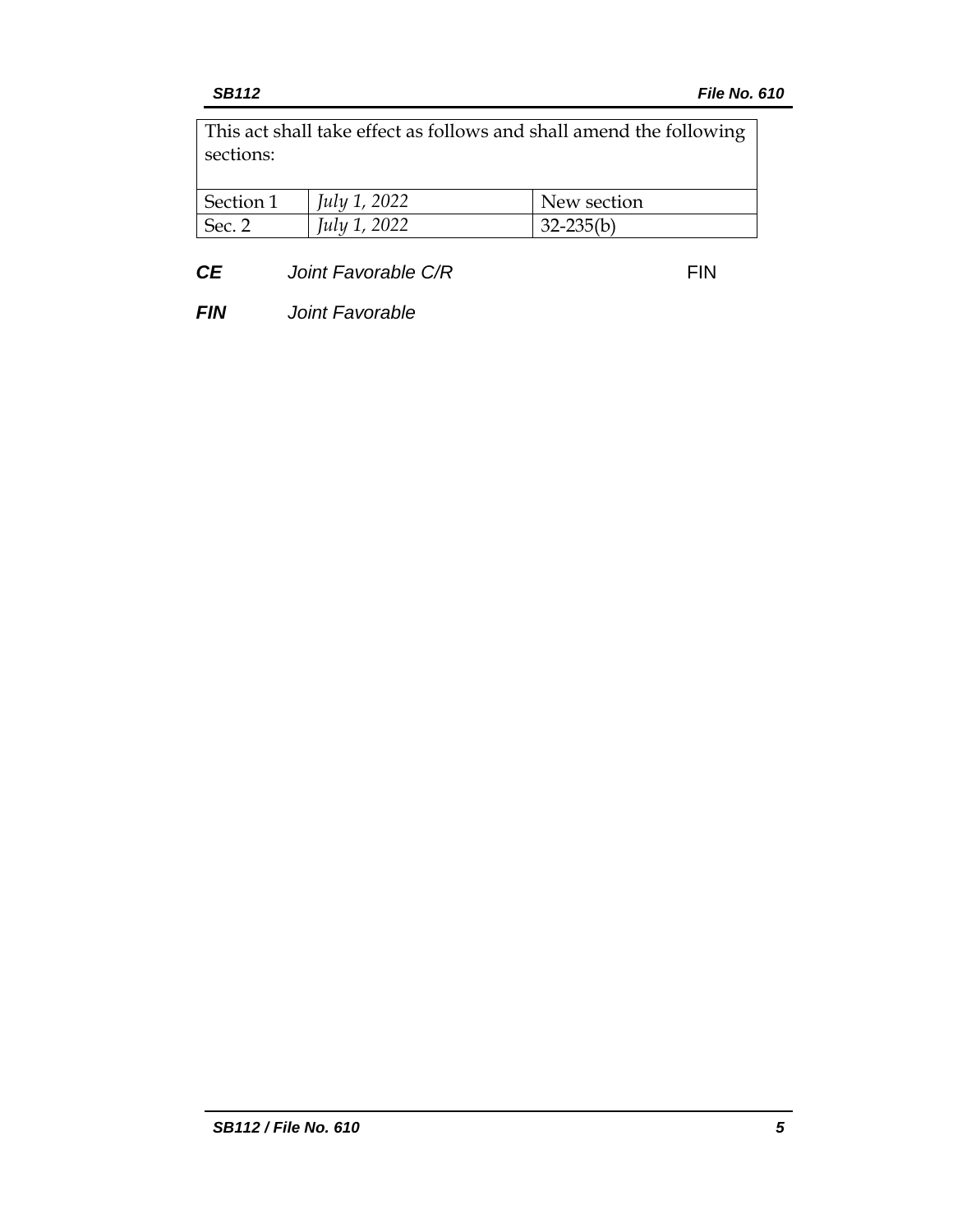| This act shall take effect as follows and shall amend the following sections: | | |
|---|---|---|
| Section 1 | *July 1, 2022* | New section |
| Sec. 2 | *July 1, 2022* | 32-235(b) |

***CE*** *Joint Favorable C/R* FIN

***FIN*** *Joint Favorable*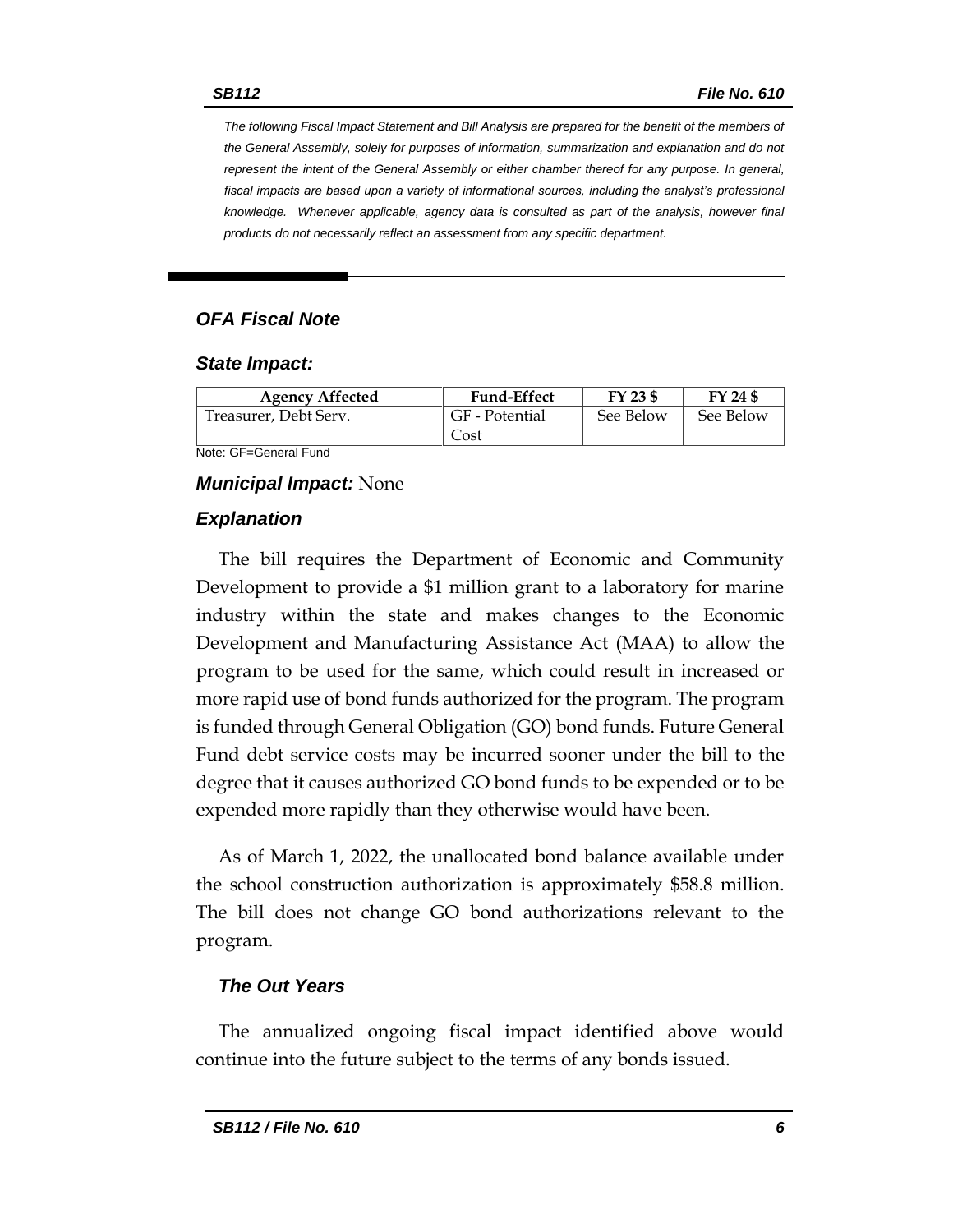*The following Fiscal Impact Statement and Bill Analysis are prepared for the benefit of the members of the General Assembly, solely for purposes of information, summarization and explanation and do not represent the intent of the General Assembly or either chamber thereof for any purpose. In general, fiscal impacts are based upon a variety of informational sources, including the analyst's professional knowledge. Whenever applicable, agency data is consulted as part of the analysis, however final products do not necessarily reflect an assessment from any specific department.*

## *OFA Fiscal Note*

### *State Impact:*

| Agency Affected | Fund-Effect | FY 23 $ | FY 24 $ |
|---|---|---|---|
| Treasurer, Debt Serv. | GF - Potential Cost | See Below | See Below |

Note: GF=General Fund

### ***Municipal Impact:*** None

### *Explanation*

The bill requires the Department of Economic and Community Development to provide a $1 million grant to a laboratory for marine industry within the state and makes changes to the Economic Development and Manufacturing Assistance Act (MAA) to allow the program to be used for the same, which could result in increased or more rapid use of bond funds authorized for the program. The program is funded through General Obligation (GO) bond funds. Future General Fund debt service costs may be incurred sooner under the bill to the degree that it causes authorized GO bond funds to be expended or to be expended more rapidly than they otherwise would have been.

As of March 1, 2022, the unallocated bond balance available under the school construction authorization is approximately $58.8 million. The bill does not change GO bond authorizations relevant to the program.

### *The Out Years*

The annualized ongoing fiscal impact identified above would continue into the future subject to the terms of any bonds issued.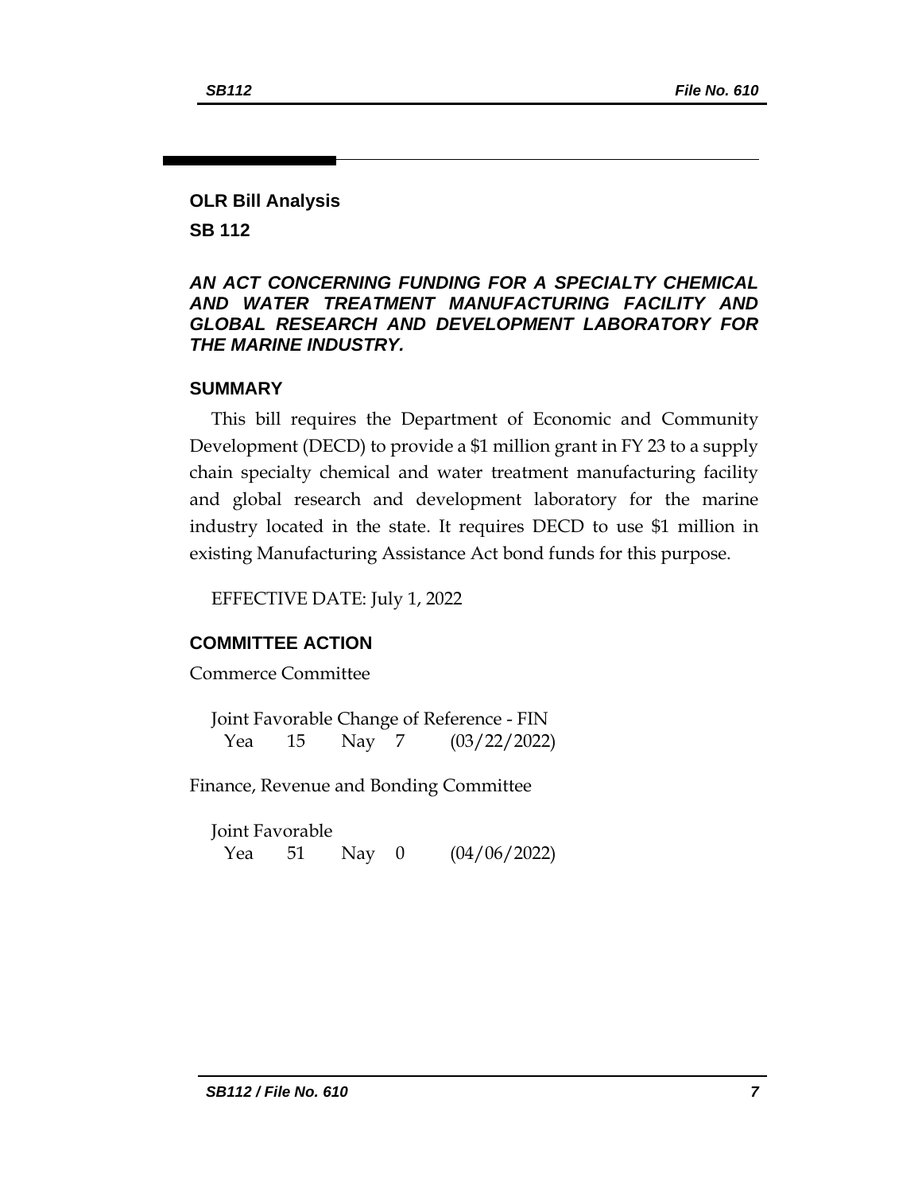## OLR Bill Analysis

## SB 112

***AN ACT CONCERNING FUNDING FOR A SPECIALTY CHEMICAL AND WATER TREATMENT MANUFACTURING FACILITY AND GLOBAL RESEARCH AND DEVELOPMENT LABORATORY FOR THE MARINE INDUSTRY.***

### SUMMARY

This bill requires the Department of Economic and Community Development (DECD) to provide a $1 million grant in FY 23 to a supply chain specialty chemical and water treatment manufacturing facility and global research and development laboratory for the marine industry located in the state. It requires DECD to use $1 million in existing Manufacturing Assistance Act bond funds for this purpose.

EFFECTIVE DATE: July 1, 2022

### COMMITTEE ACTION

Commerce Committee

| | | | | |
|---|---|---|---|---|
| Joint Favorable Change of Reference - FIN | | | | |
| Yea | 15 | Nay | 7 | (03/22/2022) |

Finance, Revenue and Bonding Committee

| | | | | |
|---|---|---|---|---|
| Joint Favorable | | | | |
| Yea | 51 | Nay | 0 | (04/06/2022) |